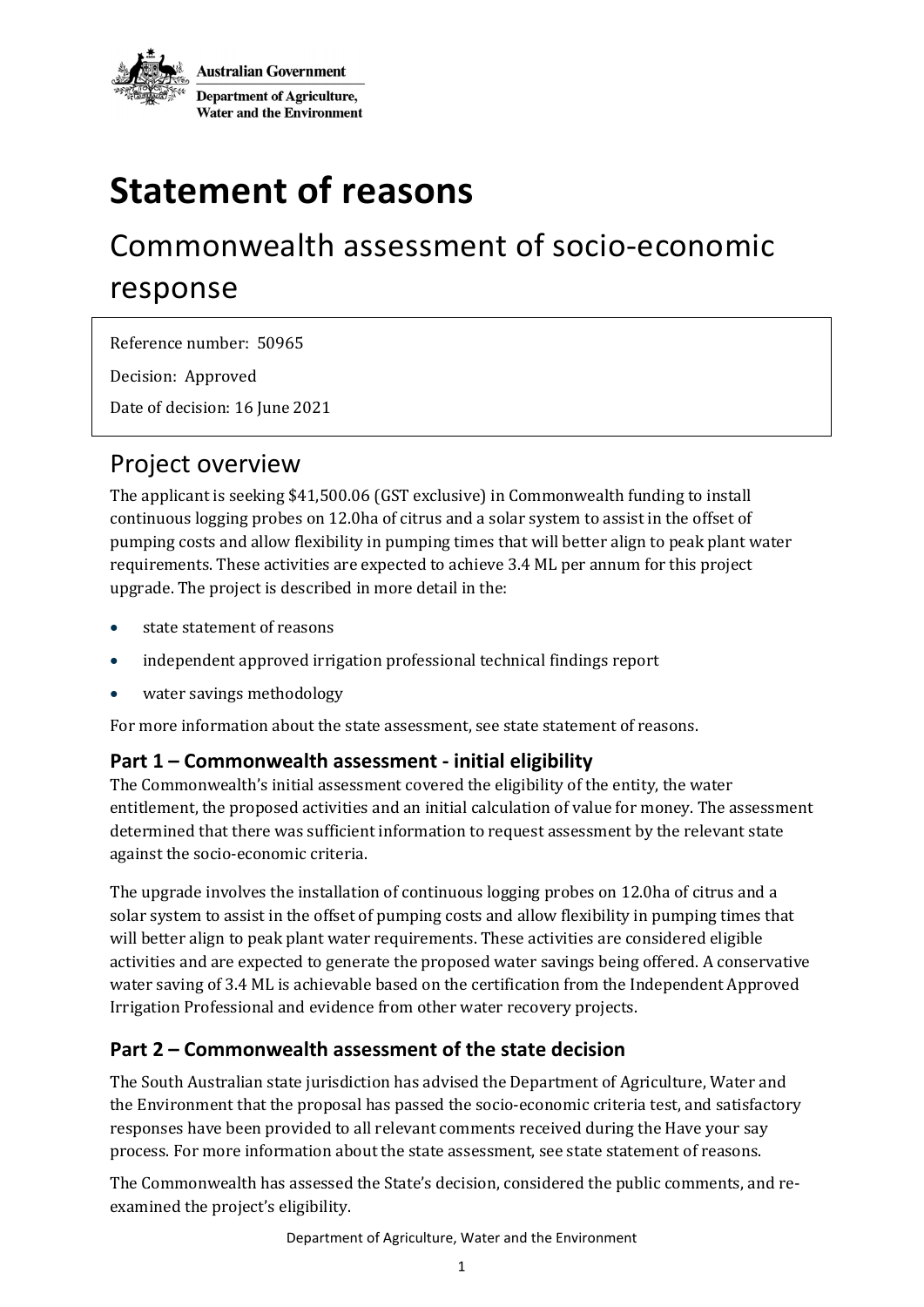Australian Government

Department of Agriculture, Water and the Environment

# Statement of reasons

## Commonwealth assessment of socio-economic response

Reference number: 50965

Decision: Approved

Date of decision: 16 June 2021

## Project overview

The applicant is seeking $41,500.06 (GST exclusive) in Commonwealth funding to install continuous logging probes on 12.0ha of citrus and a solar system to assist in the offset of pumping costs and allow flexibility in pumping times that will better align to peak plant water requirements. These activities are expected to achieve 3.4 ML per annum for this project upgrade. The project is described in more detail in the:

- state statement of reasons
- independent approved irrigation professional technical findings report
- water savings methodology

For more information about the state assessment, see state statement of reasons.

### Part 1 – Commonwealth assessment - initial eligibility

The Commonwealth's initial assessment covered the eligibility of the entity, the water entitlement, the proposed activities and an initial calculation of value for money. The assessment determined that there was sufficient information to request assessment by the relevant state against the socio-economic criteria.

The upgrade involves the installation of continuous logging probes on 12.0ha of citrus and a solar system to assist in the offset of pumping costs and allow flexibility in pumping times that will better align to peak plant water requirements. These activities are considered eligible activities and are expected to generate the proposed water savings being offered. A conservative water saving of 3.4 ML is achievable based on the certification from the Independent Approved Irrigation Professional and evidence from other water recovery projects.

### Part 2 – Commonwealth assessment of the state decision

The South Australian state jurisdiction has advised the Department of Agriculture, Water and the Environment that the proposal has passed the socio-economic criteria test, and satisfactory responses have been provided to all relevant comments received during the Have your say process. For more information about the state assessment, see state statement of reasons.

The Commonwealth has assessed the State's decision, considered the public comments, and re-examined the project's eligibility.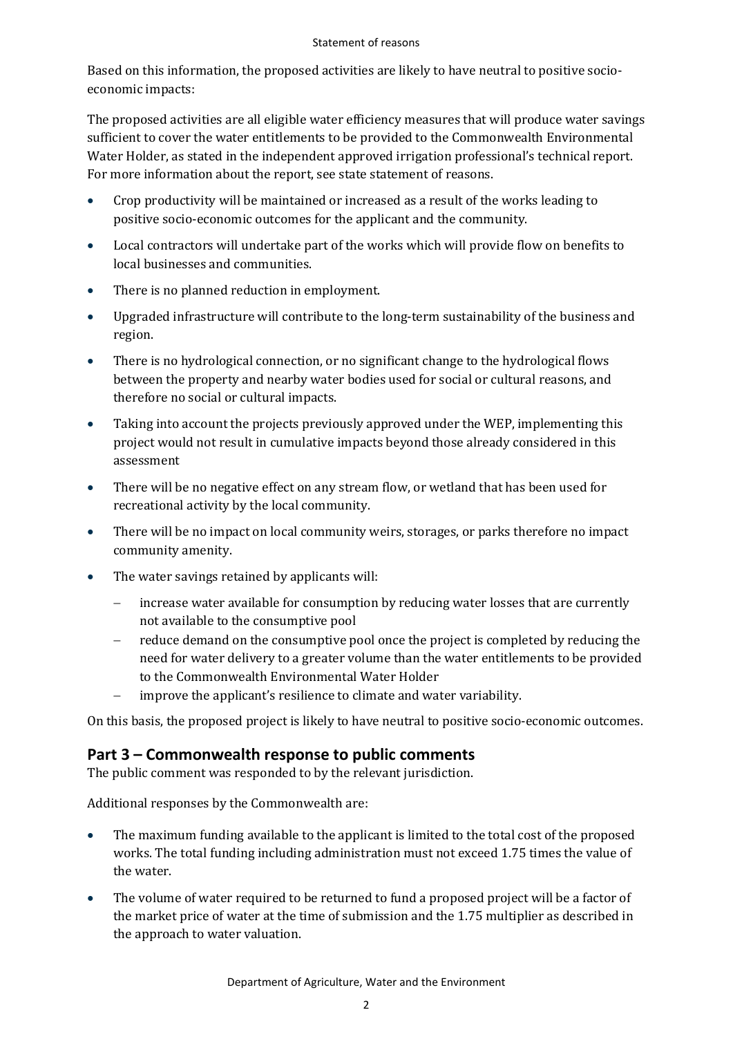Based on this information, the proposed activities are likely to have neutral to positive socio-economic impacts:

The proposed activities are all eligible water efficiency measures that will produce water savings sufficient to cover the water entitlements to be provided to the Commonwealth Environmental Water Holder, as stated in the independent approved irrigation professional's technical report. For more information about the report, see state statement of reasons.

- Crop productivity will be maintained or increased as a result of the works leading to positive socio-economic outcomes for the applicant and the community.
- Local contractors will undertake part of the works which will provide flow on benefits to local businesses and communities.
- There is no planned reduction in employment.
- Upgraded infrastructure will contribute to the long-term sustainability of the business and region.
- There is no hydrological connection, or no significant change to the hydrological flows between the property and nearby water bodies used for social or cultural reasons, and therefore no social or cultural impacts.
- Taking into account the projects previously approved under the WEP, implementing this project would not result in cumulative impacts beyond those already considered in this assessment
- There will be no negative effect on any stream flow, or wetland that has been used for recreational activity by the local community.
- There will be no impact on local community weirs, storages, or parks therefore no impact community amenity.
- The water savings retained by applicants will:
  - increase water available for consumption by reducing water losses that are currently not available to the consumptive pool
  - reduce demand on the consumptive pool once the project is completed by reducing the need for water delivery to a greater volume than the water entitlements to be provided to the Commonwealth Environmental Water Holder
  - improve the applicant's resilience to climate and water variability.

On this basis, the proposed project is likely to have neutral to positive socio-economic outcomes.

## Part 3 – Commonwealth response to public comments

The public comment was responded to by the relevant jurisdiction.

Additional responses by the Commonwealth are:

- The maximum funding available to the applicant is limited to the total cost of the proposed works. The total funding including administration must not exceed 1.75 times the value of the water.
- The volume of water required to be returned to fund a proposed project will be a factor of the market price of water at the time of submission and the 1.75 multiplier as described in the approach to water valuation.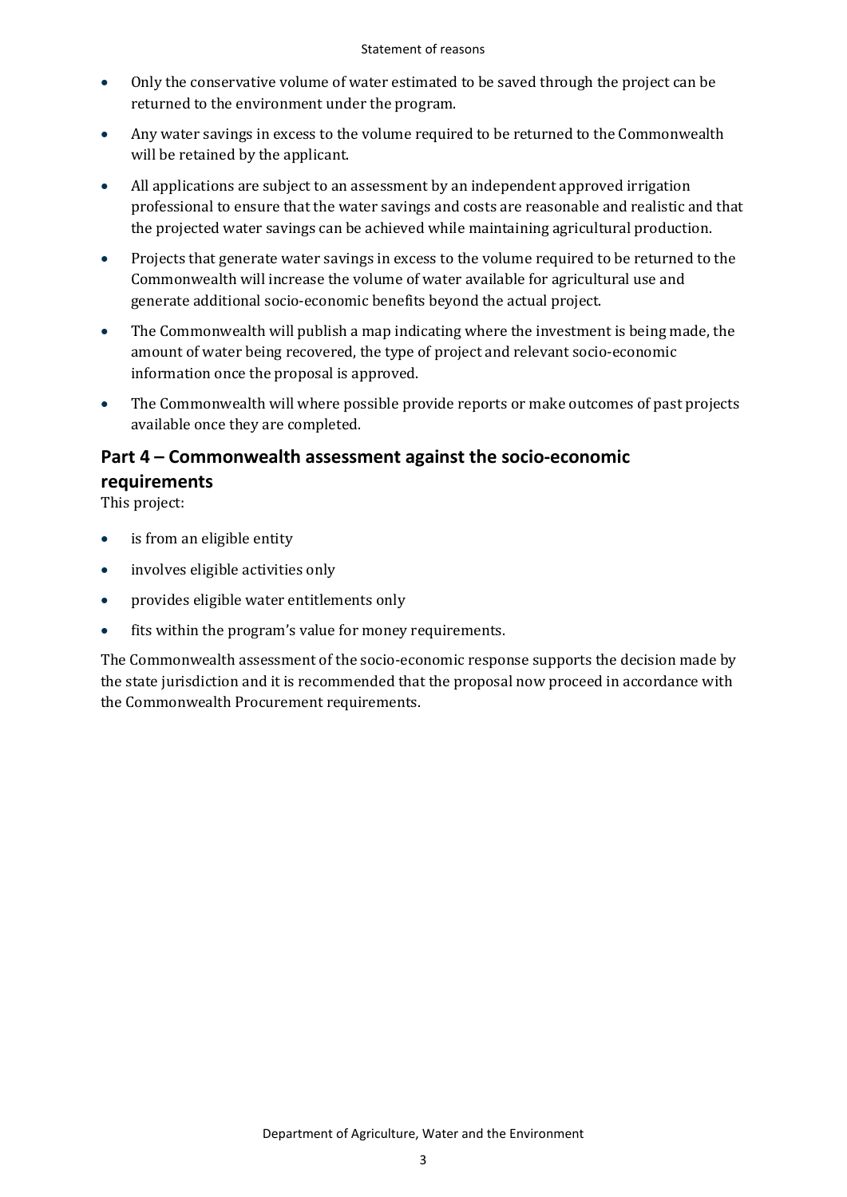- Only the conservative volume of water estimated to be saved through the project can be returned to the environment under the program.
- Any water savings in excess to the volume required to be returned to the Commonwealth will be retained by the applicant.
- All applications are subject to an assessment by an independent approved irrigation professional to ensure that the water savings and costs are reasonable and realistic and that the projected water savings can be achieved while maintaining agricultural production.
- Projects that generate water savings in excess to the volume required to be returned to the Commonwealth will increase the volume of water available for agricultural use and generate additional socio-economic benefits beyond the actual project.
- The Commonwealth will publish a map indicating where the investment is being made, the amount of water being recovered, the type of project and relevant socio-economic information once the proposal is approved.
- The Commonwealth will where possible provide reports or make outcomes of past projects available once they are completed.

## Part 4 – Commonwealth assessment against the socio-economic requirements

This project:

- is from an eligible entity
- involves eligible activities only
- provides eligible water entitlements only
- fits within the program's value for money requirements.

The Commonwealth assessment of the socio-economic response supports the decision made by the state jurisdiction and it is recommended that the proposal now proceed in accordance with the Commonwealth Procurement requirements.